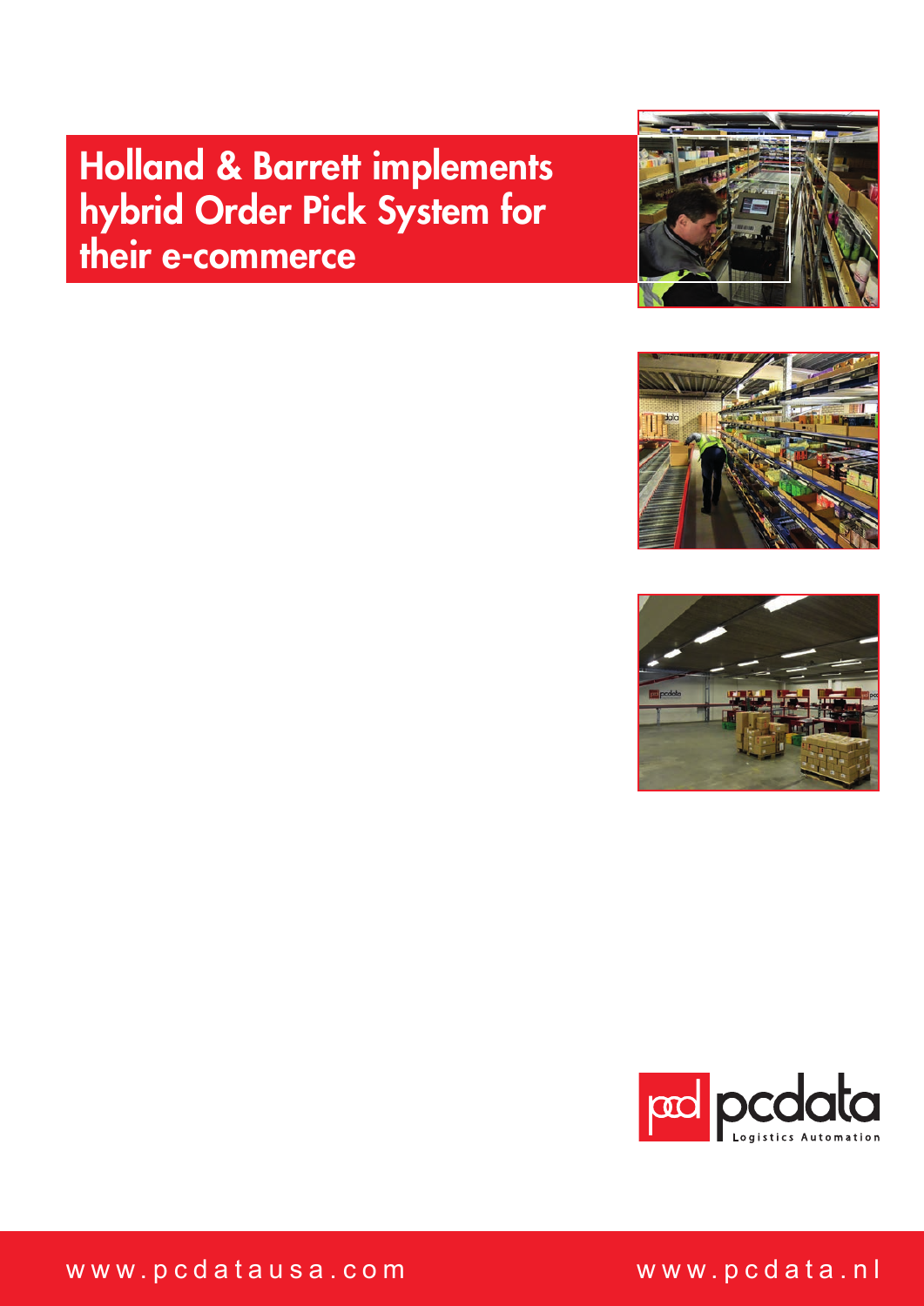# Holland & Barrett implements hybrid Order Pick System for their e-commerce

pcdata Logistics Automation

www.pcdatausa.com

www.pcdata.nl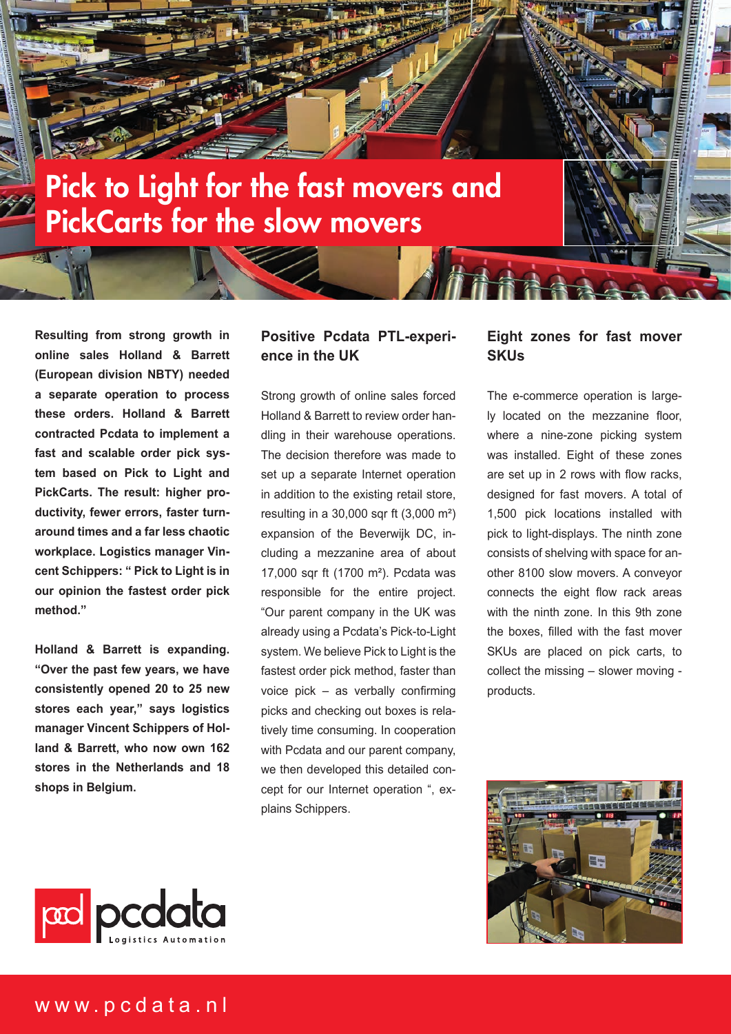# Pick to Light for the fast movers and PickCarts for the slow movers

**Resulting from strong growth in online sales Holland & Barrett (European division NBTY) needed a separate operation to process these orders. Holland & Barrett contracted Pcdata to implement a fast and scalable order pick system based on Pick to Light and PickCarts. The result: higher productivity, fewer errors, faster turnaround times and a far less chaotic workplace. Logistics manager Vincent Schippers: " Pick to Light is in our opinion the fastest order pick method."**

**Holland & Barrett is expanding. "Over the past few years, we have consistently opened 20 to 25 new stores each year," says logistics manager Vincent Schippers of Holland & Barrett, who now own 162 stores in the Netherlands and 18 shops in Belgium.**

## Positive Pcdata PTL-experience in the UK

Strong growth of online sales forced Holland & Barrett to review order handling in their warehouse operations. The decision therefore was made to set up a separate Internet operation in addition to the existing retail store, resulting in a 30,000 sqr ft (3,000 m²) expansion of the Beverwijk DC, including a mezzanine area of about 17,000 sqr ft (1700 m²). Pcdata was responsible for the entire project. "Our parent company in the UK was already using a Pcdata's Pick-to-Light system. We believe Pick to Light is the fastest order pick method, faster than voice pick – as verbally confirming picks and checking out boxes is relatively time consuming. In cooperation with Pcdata and our parent company, we then developed this detailed concept for our Internet operation ", explains Schippers.

## Eight zones for fast mover SKUs

The e-commerce operation is largely located on the mezzanine floor, where a nine-zone picking system was installed. Eight of these zones are set up in 2 rows with flow racks, designed for fast movers. A total of 1,500 pick locations installed with pick to light-displays. The ninth zone consists of shelving with space for another 8100 slow movers. A conveyor connects the eight flow rack areas with the ninth zone. In this 9th zone the boxes, filled with the fast mover SKUs are placed on pick carts, to collect the missing – slower moving - products.

pcdata Logistics Automation

www.pcdata.nl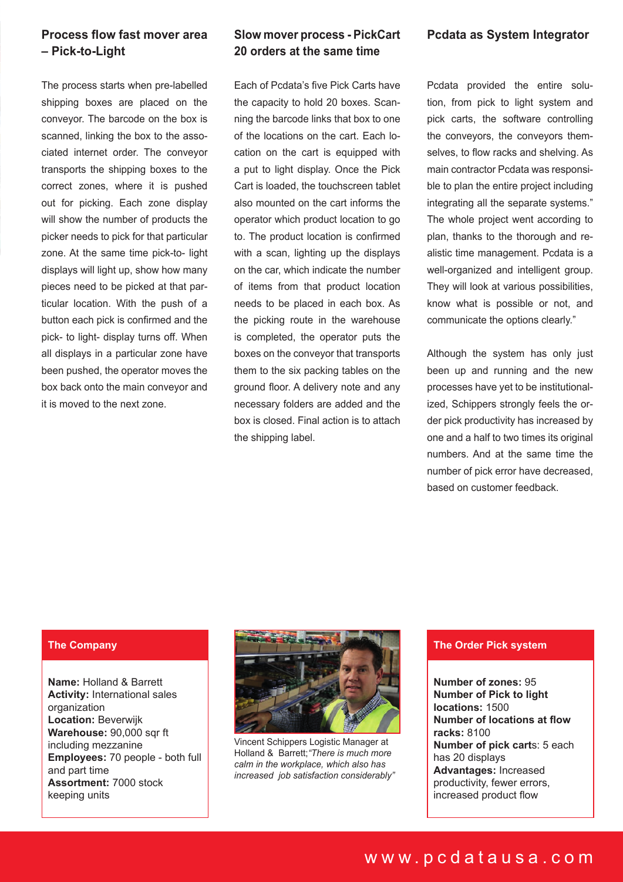## Process flow fast mover area – Pick-to-Light

The process starts when pre-labelled shipping boxes are placed on the conveyor. The barcode on the box is scanned, linking the box to the associated internet order. The conveyor transports the shipping boxes to the correct zones, where it is pushed out for picking. Each zone display will show the number of products the picker needs to pick for that particular zone. At the same time pick-to- light displays will light up, show how many pieces need to be picked at that particular location. With the push of a button each pick is confirmed and the pick- to light- display turns off. When all displays in a particular zone have been pushed, the operator moves the box back onto the main conveyor and it is moved to the next zone.

## Slow mover process - PickCart 20 orders at the same time

Each of Pcdata's five Pick Carts have the capacity to hold 20 boxes. Scanning the barcode links that box to one of the locations on the cart. Each location on the cart is equipped with a put to light display. Once the Pick Cart is loaded, the touchscreen tablet also mounted on the cart informs the operator which product location to go to. The product location is confirmed with a scan, lighting up the displays on the car, which indicate the number of items from that product location needs to be placed in each box. As the picking route in the warehouse is completed, the operator puts the boxes on the conveyor that transports them to the six packing tables on the ground floor. A delivery note and any necessary folders are added and the box is closed. Final action is to attach the shipping label.

## Pcdata as System Integrator

Pcdata provided the entire solution, from pick to light system and pick carts, the software controlling the conveyors, the conveyors themselves, to flow racks and shelving. As main contractor Pcdata was responsible to plan the entire project including integrating all the separate systems." The whole project went according to plan, thanks to the thorough and realistic time management. Pcdata is a well-organized and intelligent group. They will look at various possibilities, know what is possible or not, and communicate the options clearly."

Although the system has only just been up and running and the new processes have yet to be institutionalized, Schippers strongly feels the order pick productivity has increased by one and a half to two times its original numbers. And at the same time the number of pick error have decreased, based on customer feedback.

### The Company

**Name:** Holland & Barrett
**Activity:** International sales organization
**Location:** Beverwijk
**Warehouse:** 90,000 sqr ft including mezzanine
**Employees:** 70 people - both full and part time
**Assortment:** 7000 stock keeping units

Vincent Schippers Logistic Manager at Holland & Barrett; *"There is much more calm in the workplace, which also has increased job satisfaction considerably"*

### The Order Pick system

**Number of zones:** 95
**Number of Pick to light locations:** 1500
**Number of locations at flow racks:** 8100
**Number of pick carts:** 5 each has 20 displays
**Advantages:** Increased productivity, fewer errors, increased product flow

www.pcdatausa.com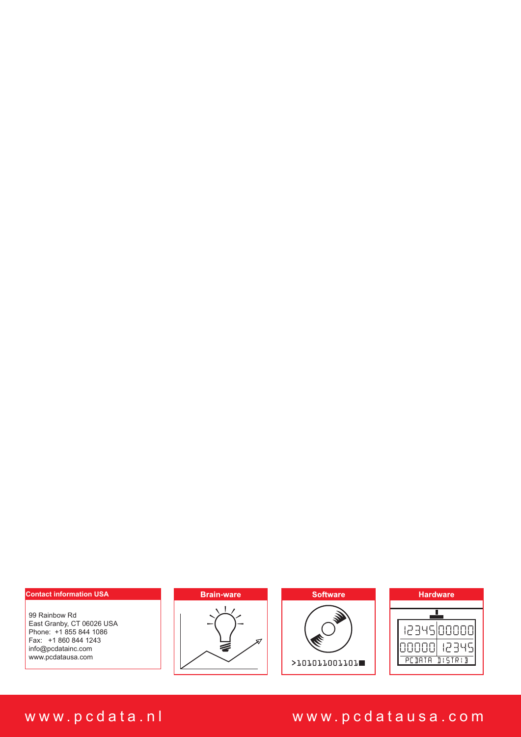**Contact information USA**

99 Rainbow Rd
East Granby, CT 06026 USA
Phone: +1 855 844 1086
Fax: +1 860 844 1243
info@pcdatainc.com
www.pcdatausa.com

**Brain-ware**

**Software**

>101011001101

**Hardware**

12345 00000
00000 12345
PCDATA DISTRIB

www.pcdata.nl www.pcdatausa.com